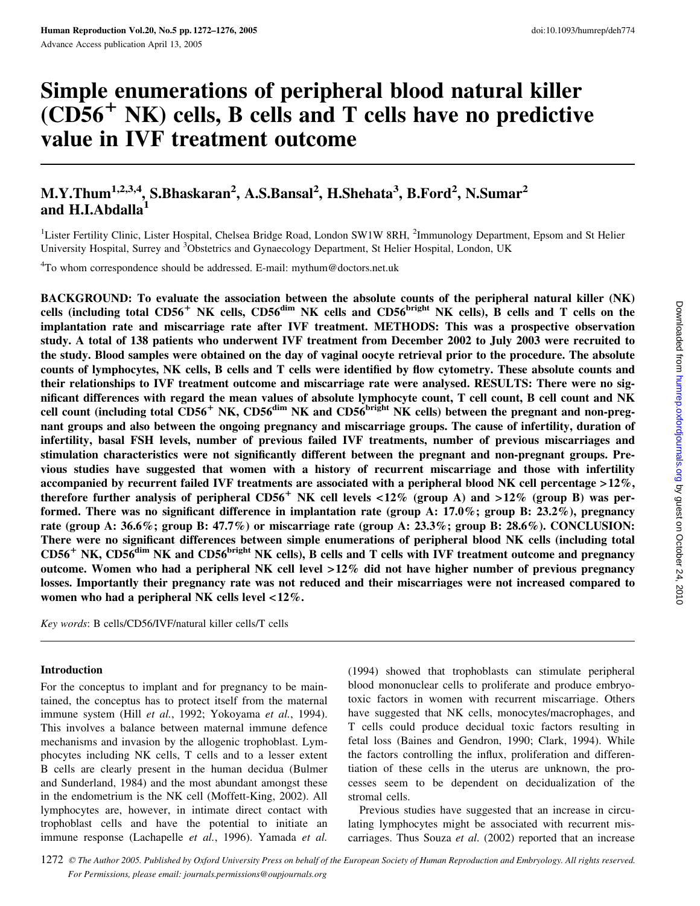# Simple enumerations of peripheral blood natural killer ($CD56^+$ NK) cells, B cells and T cells have no predictive value in IVF treatment outcome

**M.Y.Thum[1,2,3,4], S.Bhaskaran[2], A.S.Bansal[2], H.Shehata[3], B.Ford[2], N.Sumar[2] and H.I.Abdalla[1]**

[1]Lister Fertility Clinic, Lister Hospital, Chelsea Bridge Road, London SW1W 8RH, [2]Immunology Department, Epsom and St Helier University Hospital, Surrey and [3]Obstetrics and Gynaecology Department, St Helier Hospital, London, UK

[4]To whom correspondence should be addressed. E-mail: mythum@doctors.net.uk

**BACKGROUND: To evaluate the association between the absolute counts of the peripheral natural killer (NK) cells (including total $CD56^+$ NK cells, $CD56^{dim}$ NK cells and $CD56^{bright}$ NK cells), B cells and T cells on the implantation rate and miscarriage rate after IVF treatment. METHODS: This was a prospective observation study. A total of 138 patients who underwent IVF treatment from December 2002 to July 2003 were recruited to the study. Blood samples were obtained on the day of vaginal oocyte retrieval prior to the procedure. The absolute counts of lymphocytes, NK cells, B cells and T cells were identified by flow cytometry. These absolute counts and their relationships to IVF treatment outcome and miscarriage rate were analysed. RESULTS: There were no significant differences with regard the mean values of absolute lymphocyte count, T cell count, B cell count and NK cell count (including total $CD56^+$ NK, $CD56^{dim}$ NK and $CD56^{bright}$ NK cells) between the pregnant and non-pregnant groups and also between the ongoing pregnancy and miscarriage groups. The cause of infertility, duration of infertility, basal FSH levels, number of previous failed IVF treatments, number of previous miscarriages and stimulation characteristics were not significantly different between the pregnant and non-pregnant groups. Previous studies have suggested that women with a history of recurrent miscarriage and those with infertility accompanied by recurrent failed IVF treatments are associated with a peripheral blood NK cell percentage >12%, therefore further analysis of peripheral $CD56^+$ NK cell levels <12% (group A) and >12% (group B) was performed. There was no significant difference in implantation rate (group A: 17.0%; group B: 23.2%), pregnancy rate (group A: 36.6%; group B: 47.7%) or miscarriage rate (group A: 23.3%; group B: 28.6%). CONCLUSION: There were no significant differences between simple enumerations of peripheral blood NK cells (including total $CD56^+$ NK, $CD56^{dim}$ NK and $CD56^{bright}$ NK cells), B cells and T cells with IVF treatment outcome and pregnancy outcome. Women who had a peripheral NK cell level >12% did not have higher number of previous pregnancy losses. Importantly their pregnancy rate was not reduced and their miscarriages were not increased compared to women who had a peripheral NK cells level <12%.**

*Key words*: B cells/CD56/IVF/natural killer cells/T cells

## Introduction

For the conceptus to implant and for pregnancy to be maintained, the conceptus has to protect itself from the maternal immune system (Hill *et al.*, 1992; Yokoyama *et al.*, 1994). This involves a balance between maternal immune defence mechanisms and invasion by the allogenic trophoblast. Lymphocytes including NK cells, T cells and to a lesser extent B cells are clearly present in the human decidua (Bulmer and Sunderland, 1984) and the most abundant amongst these in the endometrium is the NK cell (Moffett-King, 2002). All lymphocytes are, however, in intimate direct contact with trophoblast cells and have the potential to initiate an immune response (Lachapelle *et al.*, 1996). Yamada *et al.* (1994) showed that trophoblasts can stimulate peripheral blood mononuclear cells to proliferate and produce embryotoxic factors in women with recurrent miscarriage. Others have suggested that NK cells, monocytes/macrophages, and T cells could produce decidual toxic factors resulting in fetal loss (Baines and Gendron, 1990; Clark, 1994). While the factors controlling the influx, proliferation and differentiation of these cells in the uterus are unknown, the processes seem to be dependent on decidualization of the stromal cells.

Previous studies have suggested that an increase in circulating lymphocytes might be associated with recurrent miscarriages. Thus Souza *et al.* (2002) reported that an increase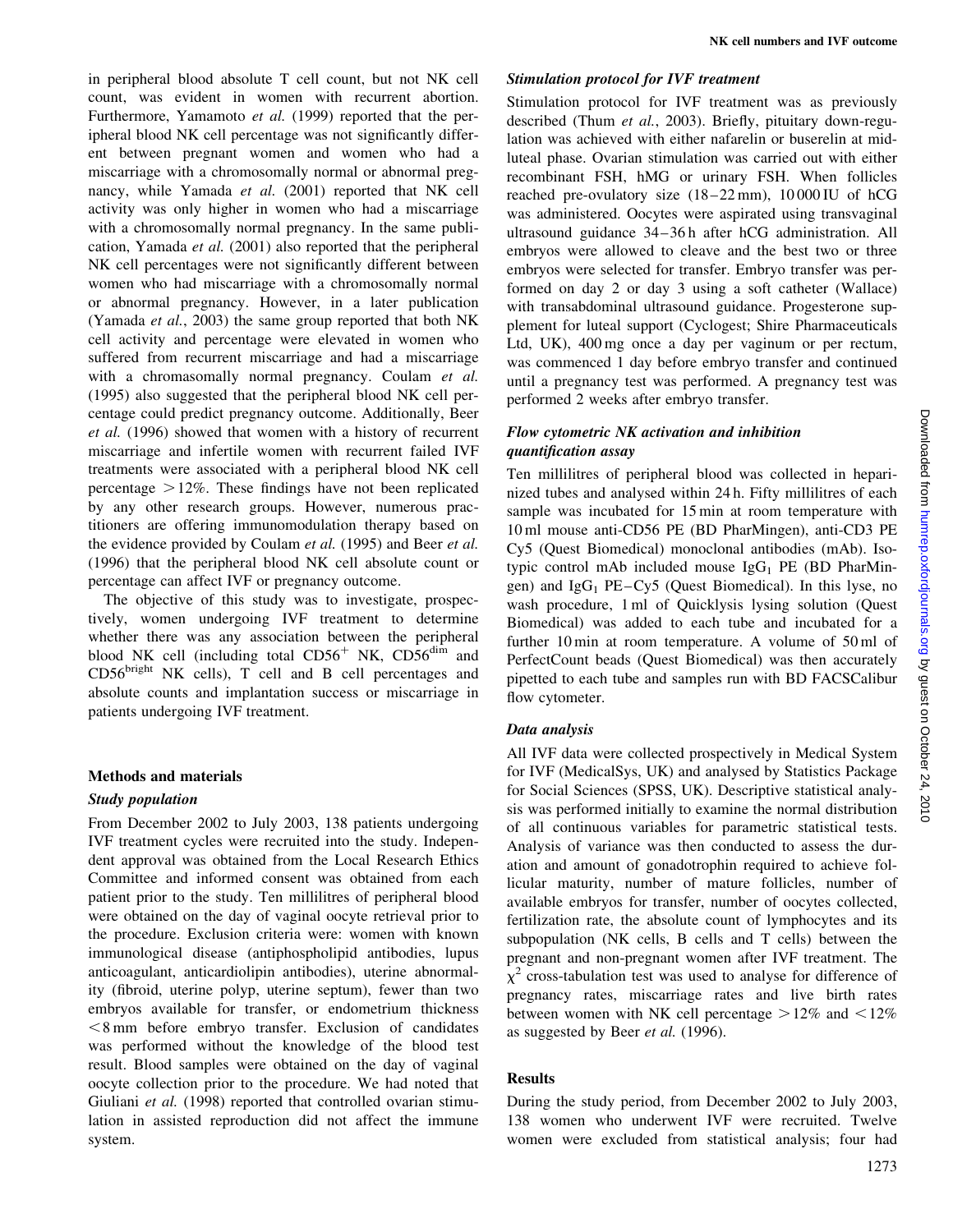in peripheral blood absolute T cell count, but not NK cell count, was evident in women with recurrent abortion. Furthermore, Yamamoto *et al.* (1999) reported that the peripheral blood NK cell percentage was not significantly different between pregnant women and women who had a miscarriage with a chromosomally normal or abnormal pregnancy, while Yamada *et al.* (2001) reported that NK cell activity was only higher in women who had a miscarriage with a chromosomally normal pregnancy. In the same publication, Yamada *et al.* (2001) also reported that the peripheral NK cell percentages were not significantly different between women who had miscarriage with a chromosomally normal or abnormal pregnancy. However, in a later publication (Yamada *et al.*, 2003) the same group reported that both NK cell activity and percentage were elevated in women who suffered from recurrent miscarriage and had a miscarriage with a chromasomally normal pregnancy. Coulam *et al.* (1995) also suggested that the peripheral blood NK cell percentage could predict pregnancy outcome. Additionally, Beer *et al.* (1996) showed that women with a history of recurrent miscarriage and infertile women with recurrent failed IVF treatments were associated with a peripheral blood NK cell percentage >12%. These findings have not been replicated by any other research groups. However, numerous practitioners are offering immunomodulation therapy based on the evidence provided by Coulam *et al.* (1995) and Beer *et al.* (1996) that the peripheral blood NK cell absolute count or percentage can affect IVF or pregnancy outcome.

The objective of this study was to investigate, prospectively, women undergoing IVF treatment to determine whether there was any association between the peripheral blood NK cell (including total $CD56^+$ NK, $CD56^{dim}$ and $CD56^{bright}$ NK cells), T cell and B cell percentages and absolute counts and implantation success or miscarriage in patients undergoing IVF treatment.

## Methods and materials

### *Study population*

From December 2002 to July 2003, 138 patients undergoing IVF treatment cycles were recruited into the study. Independent approval was obtained from the Local Research Ethics Committee and informed consent was obtained from each patient prior to the study. Ten millilitres of peripheral blood were obtained on the day of vaginal oocyte retrieval prior to the procedure. Exclusion criteria were: women with known immunological disease (antiphospholipid antibodies, lupus anticoagulant, anticardiolipin antibodies), uterine abnormality (fibroid, uterine polyp, uterine septum), fewer than two embryos available for transfer, or endometrium thickness <8 mm before embryo transfer. Exclusion of candidates was performed without the knowledge of the blood test result. Blood samples were obtained on the day of vaginal oocyte collection prior to the procedure. We had noted that Giuliani *et al.* (1998) reported that controlled ovarian stimulation in assisted reproduction did not affect the immune system.

### *Stimulation protocol for IVF treatment*

Stimulation protocol for IVF treatment was as previously described (Thum *et al.*, 2003). Briefly, pituitary down-regulation was achieved with either nafarelin or buserelin at mid-luteal phase. Ovarian stimulation was carried out with either recombinant FSH, hMG or urinary FSH. When follicles reached pre-ovulatory size (18–22 mm), 10 000 IU of hCG was administered. Oocytes were aspirated using transvaginal ultrasound guidance 34–36 h after hCG administration. All embryos were allowed to cleave and the best two or three embryos were selected for transfer. Embryo transfer was performed on day 2 or day 3 using a soft catheter (Wallace) with transabdominal ultrasound guidance. Progesterone supplement for luteal support (Cyclogest; Shire Pharmaceuticals Ltd, UK), 400 mg once a day per vaginum or per rectum, was commenced 1 day before embryo transfer and continued until a pregnancy test was performed. A pregnancy test was performed 2 weeks after embryo transfer.

### *Flow cytometric NK activation and inhibition quantification assay*

Ten millilitres of peripheral blood was collected in heparinized tubes and analysed within 24 h. Fifty millilitres of each sample was incubated for 15 min at room temperature with 10 ml mouse anti-CD56 PE (BD PharMingen), anti-CD3 PE Cy5 (Quest Biomedical) monoclonal antibodies (mAb). Isotypic control mAb included mouse $IgG_1$ PE (BD PharMingen) and $IgG_1$ PE–Cy5 (Quest Biomedical). In this lyse, no wash procedure, 1 ml of Quicklysis lysing solution (Quest Biomedical) was added to each tube and incubated for a further 10 min at room temperature. A volume of 50 ml of PerfectCount beads (Quest Biomedical) was then accurately pipetted to each tube and samples run with BD FACSCalibur flow cytometer.

### *Data analysis*

All IVF data were collected prospectively in Medical System for IVF (MedicalSys, UK) and analysed by Statistics Package for Social Sciences (SPSS, UK). Descriptive statistical analysis was performed initially to examine the normal distribution of all continuous variables for parametric statistical tests. Analysis of variance was then conducted to assess the duration and amount of gonadotrophin required to achieve follicular maturity, number of mature follicles, number of available embryos for transfer, number of oocytes collected, fertilization rate, the absolute count of lymphocytes and its subpopulation (NK cells, B cells and T cells) between the pregnant and non-pregnant women after IVF treatment. The $\chi^2$ cross-tabulation test was used to analyse for difference of pregnancy rates, miscarriage rates and live birth rates between women with NK cell percentage >12% and <12% as suggested by Beer *et al.* (1996).

## Results

During the study period, from December 2002 to July 2003, 138 women who underwent IVF were recruited. Twelve women were excluded from statistical analysis; four had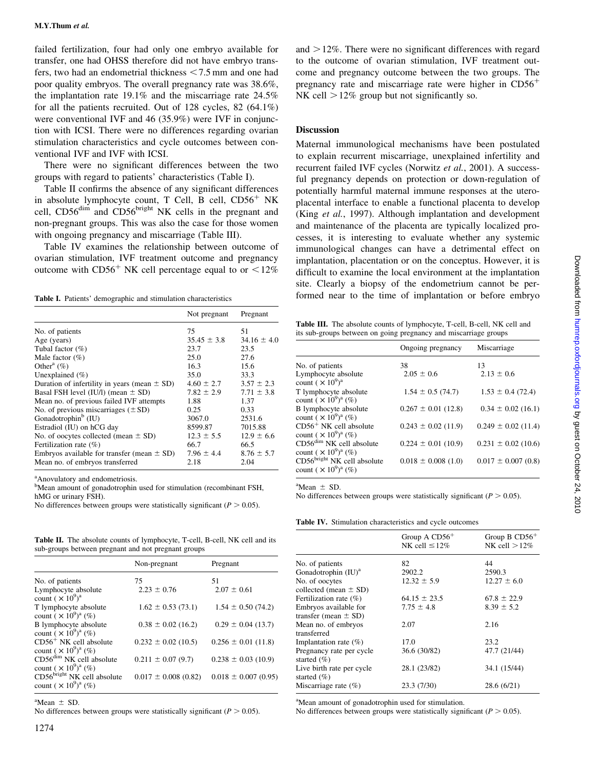failed fertilization, four had only one embryo available for transfer, one had OHSS therefore did not have embryo transfers, two had an endometrial thickness <7.5 mm and one had poor quality embryos. The overall pregnancy rate was 38.6%, the implantation rate 19.1% and the miscarriage rate 24.5% for all the patients recruited. Out of 128 cycles, 82 (64.1%) were conventional IVF and 46 (35.9%) were IVF in conjunction with ICSI. There were no differences regarding ovarian stimulation characteristics and cycle outcomes between conventional IVF and IVF with ICSI.

There were no significant differences between the two groups with regard to patients' characteristics (Table I).

Table II confirms the absence of any significant differences in absolute lymphocyte count, T Cell, B cell, $CD56^+$ NK cell, $CD56^{dim}$ and $CD56^{bright}$ NK cells in the pregnant and non-pregnant groups. This was also the case for those women with ongoing pregnancy and miscarriage (Table III).

Table IV examines the relationship between outcome of ovarian stimulation, IVF treatment outcome and pregnancy outcome with $CD56^+$ NK cell percentage equal to or <12% and >12%. There were no significant differences with regard to the outcome of ovarian stimulation, IVF treatment outcome and pregnancy outcome between the two groups. The pregnancy rate and miscarriage rate were higher in $CD56^+$ NK cell >12% group but not significantly so.

**Table I.** Patients' demographic and stimulation characteristics

| | Not pregnant | Pregnant |
|---|---|---|
| No. of patients | 75 | 51 |
| Age (years) | 35.45 ± 3.8 | 34.16 ± 4.0 |
| Tubal factor (%) | 23.7 | 23.5 |
| Male factor (%) | 25.0 | 27.6 |
| Other[a] (%) | 16.3 | 15.6 |
| Unexplained (%) | 35.0 | 33.3 |
| Duration of infertility in years (mean ± SD) | 4.60 ± 2.7 | 3.57 ± 2.3 |
| Basal FSH level (IU/l) (mean ± SD) | 7.82 ± 2.9 | 7.71 ± 3.8 |
| Mean no. of previous failed IVF attempts | 1.88 | 1.37 |
| No. of previous miscarriages (± SD) | 0.25 | 0.33 |
| Gonadotrophin[b] (IU) | 3067.0 | 2531.6 |
| Estradiol (IU) on hCG day | 8599.87 | 7015.88 |
| No. of oocytes collected (mean ± SD) | 12.3 ± 5.5 | 12.9 ± 6.6 |
| Fertilization rate (%) | 66.7 | 66.5 |
| Embryos available for transfer (mean ± SD) | 7.96 ± 4.4 | 8.76 ± 5.7 |
| Mean no. of embryos transferred | 2.18 | 2.04 |

[a]Anovulatory and endometriosis.
[b]Mean amount of gonadotrophin used for stimulation (recombinant FSH, hMG or urinary FSH).
No differences between groups were statistically significant ($P > 0.05$).

**Table II.** The absolute counts of lymphocyte, T-cell, B-cell, NK cell and its sub-groups between pregnant and not pregnant groups

| | Non-pregnant | Pregnant |
|---|---|---|
| No. of patients | 75 | 51 |
| Lymphocyte absolute count ($\times 10^9$)[a] | 2.23 ± 0.76 | 2.07 ± 0.61 |
| T lymphocyte absolute count ($\times 10^9$)[a] (%) | 1.62 ± 0.53 (73.1) | 1.54 ± 0.50 (74.2) |
| B lymphocyte absolute count ($\times 10^9$)[a] (%) | 0.38 ± 0.02 (16.2) | 0.29 ± 0.04 (13.7) |
| $CD56^+$ NK cell absolute count ($\times 10^9$)[a] (%) | 0.232 ± 0.02 (10.5) | 0.256 ± 0.01 (11.8) |
| $CD56^{dim}$ NK cell absolute count ($\times 10^9$)[a] (%) | 0.211 ± 0.07 (9.7) | 0.238 ± 0.03 (10.9) |
| $CD56^{bright}$ NK cell absolute count ($\times 10^9$)[a] (%) | 0.017 ± 0.008 (0.82) | 0.018 ± 0.007 (0.95) |

[a]Mean ± SD.
No differences between groups were statistically significant ($P > 0.05$).

## Discussion

Maternal immunological mechanisms have been postulated to explain recurrent miscarriage, unexplained infertility and recurrent failed IVF cycles (Norwitz *et al.*, 2001). A successful pregnancy depends on protection or down-regulation of potentially harmful maternal immune responses at the utero-placental interface to enable a functional placenta to develop (King *et al.*, 1997). Although implantation and development and maintenance of the placenta are typically localized processes, it is interesting to evaluate whether any systemic immunological changes can have a detrimental effect on implantation, placentation or on the conceptus. However, it is difficult to examine the local environment at the implantation site. Clearly a biopsy of the endometrium cannot be performed near to the time of implantation or before embryo

**Table III.** The absolute counts of lymphocyte, T-cell, B-cell, NK cell and its sub-groups between on going pregnancy and miscarriage groups

| | Ongoing pregnancy | Miscarriage |
|---|---|---|
| No. of patients | 38 | 13 |
| Lymphocyte absolute count ($\times 10^9$)[a] | 2.05 ± 0.6 | 2.13 ± 0.6 |
| T lymphocyte absolute count ($\times 10^9$)[a] (%) | 1.54 ± 0.5 (74.7) | 1.53 ± 0.4 (72.4) |
| B lymphocyte absolute count ($\times 10^9$)[a] (%) | 0.267 ± 0.01 (12.8) | 0.34 ± 0.02 (16.1) |
| $CD56^+$ NK cell absolute count ($\times 10^9$)[a] (%) | 0.243 ± 0.02 (11.9) | 0.249 ± 0.02 (11.4) |
| $CD56^{dim}$ NK cell absolute count ($\times 10^9$)[a] (%) | 0.224 ± 0.01 (10.9) | 0.231 ± 0.02 (10.6) |
| $CD56^{bright}$ NK cell absolute count ($\times 10^9$)[a] (%) | 0.018 ± 0.008 (1.0) | 0.017 ± 0.007 (0.8) |

[a]Mean ± SD.
No differences between groups were statistically significant ($P > 0.05$).

**Table IV.** Stimulation characteristics and cycle outcomes

| | Group A $CD56^+$ NK cell ≤12% | Group B $CD56^+$ NK cell >12% |
|---|---|---|
| No. of patients | 82 | 44 |
| Gonadotrophin (IU)[a] | 2902.2 | 2590.3 |
| No. of oocytes collected (mean ± SD) | 12.32 ± 5.9 | 12.27 ± 6.0 |
| Fertilization rate (%) | 64.15 ± 23.5 | 67.8 ± 22.9 |
| Embryos available for transfer (mean ± SD) | 7.75 ± 4.8 | 8.39 ± 5.2 |
| Mean no. of embryos transferred | 2.07 | 2.16 |
| Implantation rate (%) | 17.0 | 23.2 |
| Pregnancy rate per cycle started (%) | 36.6 (30/82) | 47.7 (21/44) |
| Live birth rate per cycle started (%) | 28.1 (23/82) | 34.1 (15/44) |
| Miscarriage rate (%) | 23.3 (7/30) | 28.6 (6/21) |

[a]Mean amount of gonadotrophin used for stimulation.
No differences between groups were statistically significant ($P > 0.05$).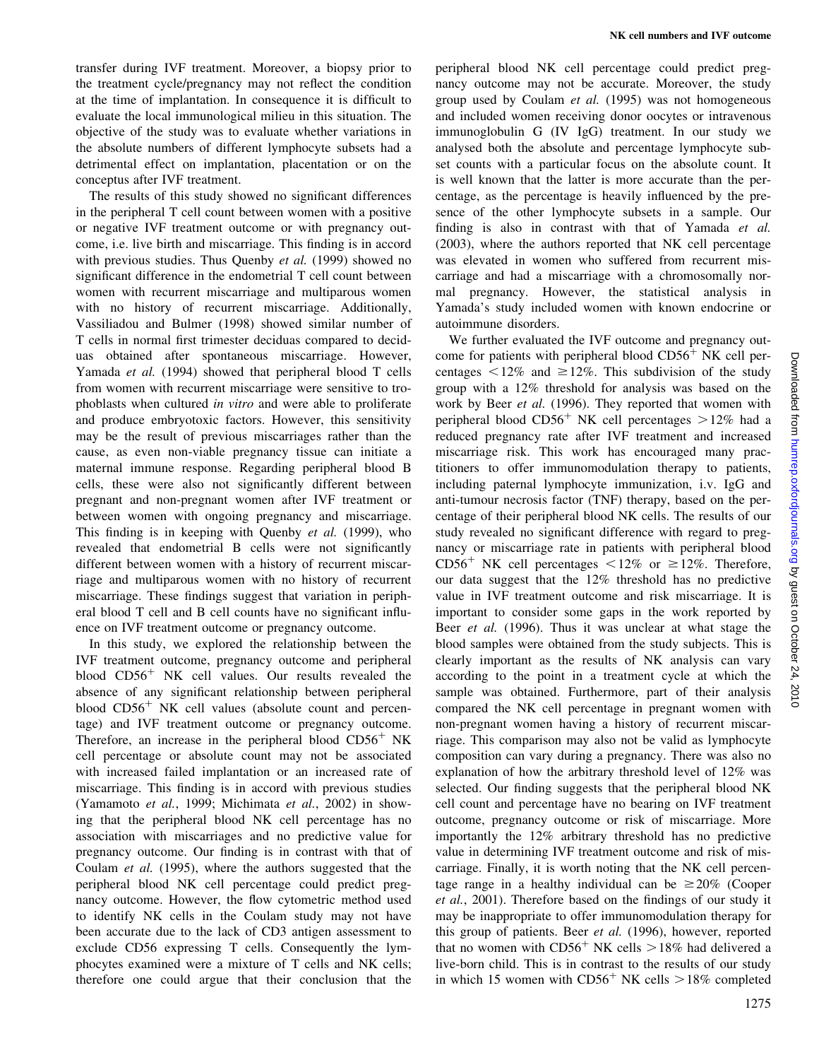transfer during IVF treatment. Moreover, a biopsy prior to the treatment cycle/pregnancy may not reflect the condition at the time of implantation. In consequence it is difficult to evaluate the local immunological milieu in this situation. The objective of the study was to evaluate whether variations in the absolute numbers of different lymphocyte subsets had a detrimental effect on implantation, placentation or on the conceptus after IVF treatment.

The results of this study showed no significant differences in the peripheral T cell count between women with a positive or negative IVF treatment outcome or with pregnancy outcome, i.e. live birth and miscarriage. This finding is in accord with previous studies. Thus Quenby *et al.* (1999) showed no significant difference in the endometrial T cell count between women with recurrent miscarriage and multiparous women with no history of recurrent miscarriage. Additionally, Vassiliadou and Bulmer (1998) showed similar number of T cells in normal first trimester deciduas compared to deciduas obtained after spontaneous miscarriage. However, Yamada *et al.* (1994) showed that peripheral blood T cells from women with recurrent miscarriage were sensitive to trophoblasts when cultured *in vitro* and were able to proliferate and produce embryotoxic factors. However, this sensitivity may be the result of previous miscarriages rather than the cause, as even non-viable pregnancy tissue can initiate a maternal immune response. Regarding peripheral blood B cells, these were also not significantly different between pregnant and non-pregnant women after IVF treatment or between women with ongoing pregnancy and miscarriage. This finding is in keeping with Quenby *et al.* (1999), who revealed that endometrial B cells were not significantly different between women with a history of recurrent miscarriage and multiparous women with no history of recurrent miscarriage. These findings suggest that variation in peripheral blood T cell and B cell counts have no significant influence on IVF treatment outcome or pregnancy outcome.

In this study, we explored the relationship between the IVF treatment outcome, pregnancy outcome and peripheral blood $CD56^+$ NK cell values. Our results revealed the absence of any significant relationship between peripheral blood $CD56^+$ NK cell values (absolute count and percentage) and IVF treatment outcome or pregnancy outcome. Therefore, an increase in the peripheral blood $CD56^+$ NK cell percentage or absolute count may not be associated with increased failed implantation or an increased rate of miscarriage. This finding is in accord with previous studies (Yamamoto *et al.*, 1999; Michimata *et al.*, 2002) in showing that the peripheral blood NK cell percentage has no association with miscarriages and no predictive value for pregnancy outcome. Our finding is in contrast with that of Coulam *et al.* (1995), where the authors suggested that the peripheral blood NK cell percentage could predict pregnancy outcome. However, the flow cytometric method used to identify NK cells in the Coulam study may not have been accurate due to the lack of CD3 antigen assessment to exclude CD56 expressing T cells. Consequently the lymphocytes examined were a mixture of T cells and NK cells; therefore one could argue that their conclusion that the peripheral blood NK cell percentage could predict pregnancy outcome may not be accurate. Moreover, the study group used by Coulam *et al.* (1995) was not homogeneous and included women receiving donor oocytes or intravenous immunoglobulin G (IV IgG) treatment. In our study we analysed both the absolute and percentage lymphocyte subset counts with a particular focus on the absolute count. It is well known that the latter is more accurate than the percentage, as the percentage is heavily influenced by the presence of the other lymphocyte subsets in a sample. Our finding is also in contrast with that of Yamada *et al.* (2003), where the authors reported that NK cell percentage was elevated in women who suffered from recurrent miscarriage and had a miscarriage with a chromosomally normal pregnancy. However, the statistical analysis in Yamada's study included women with known endocrine or autoimmune disorders.

We further evaluated the IVF outcome and pregnancy outcome for patients with peripheral blood $CD56^+$ NK cell percentages $<12\%$ and $\geq 12\%$. This subdivision of the study group with a 12% threshold for analysis was based on the work by Beer *et al.* (1996). They reported that women with peripheral blood $CD56^+$ NK cell percentages $>12\%$ had a reduced pregnancy rate after IVF treatment and increased miscarriage risk. This work has encouraged many practitioners to offer immunomodulation therapy to patients, including paternal lymphocyte immunization, i.v. IgG and anti-tumour necrosis factor (TNF) therapy, based on the percentage of their peripheral blood NK cells. The results of our study revealed no significant difference with regard to pregnancy or miscarriage rate in patients with peripheral blood $CD56^+$ NK cell percentages $<12\%$ or $\geq 12\%$. Therefore, our data suggest that the 12% threshold has no predictive value in IVF treatment outcome and risk miscarriage. It is important to consider some gaps in the work reported by Beer *et al.* (1996). Thus it was unclear at what stage the blood samples were obtained from the study subjects. This is clearly important as the results of NK analysis can vary according to the point in a treatment cycle at which the sample was obtained. Furthermore, part of their analysis compared the NK cell percentage in pregnant women with non-pregnant women having a history of recurrent miscarriage. This comparison may also not be valid as lymphocyte composition can vary during a pregnancy. There was also no explanation of how the arbitrary threshold level of 12% was selected. Our finding suggests that the peripheral blood NK cell count and percentage have no bearing on IVF treatment outcome, pregnancy outcome or risk of miscarriage. More importantly the 12% arbitrary threshold has no predictive value in determining IVF treatment outcome and risk of miscarriage. Finally, it is worth noting that the NK cell percentage range in a healthy individual can be $\geq 20\%$ (Cooper *et al.*, 2001). Therefore based on the findings of our study it may be inappropriate to offer immunomodulation therapy for this group of patients. Beer *et al.* (1996), however, reported that no women with $CD56^+$ NK cells $>18\%$ had delivered a live-born child. This is in contrast to the results of our study in which 15 women with $CD56^+$ NK cells $>18\%$ completed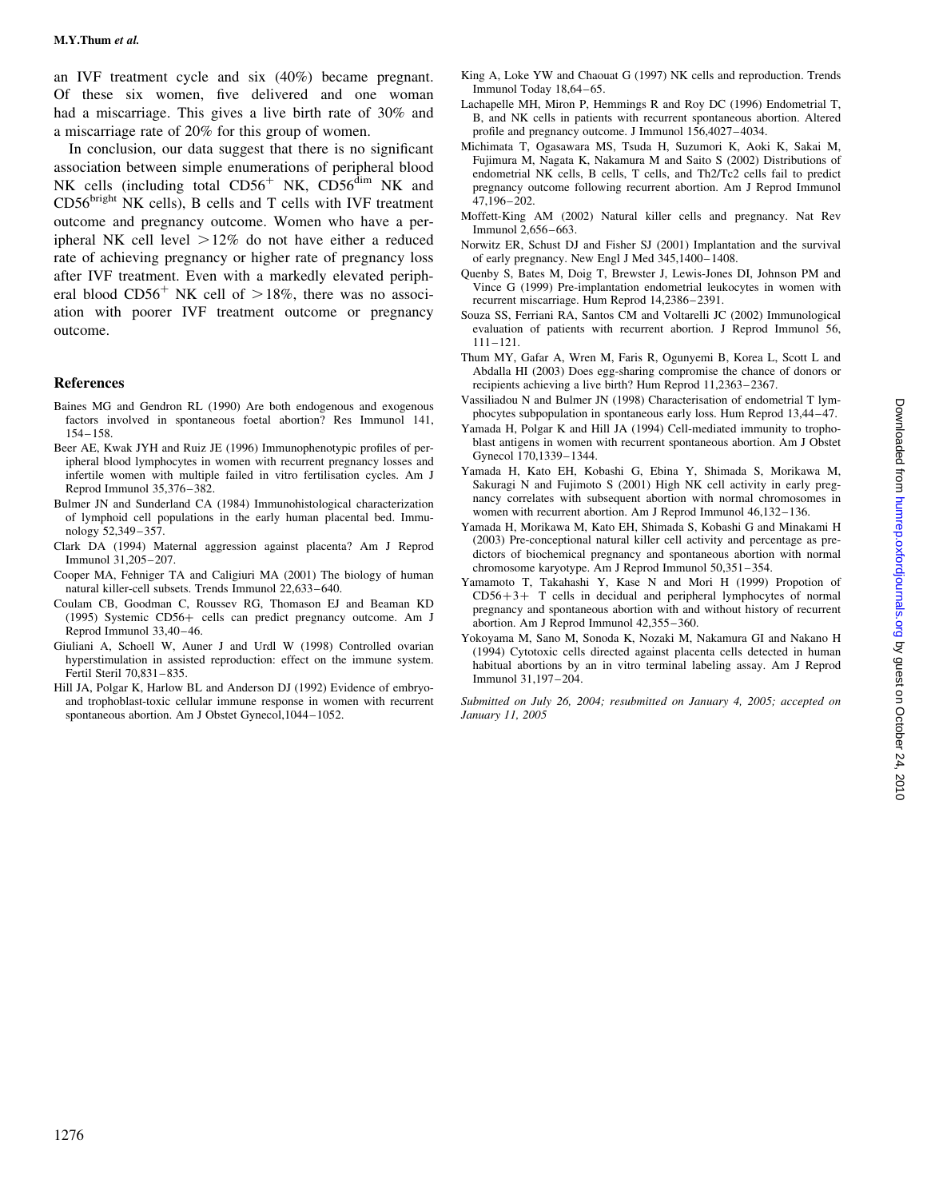an IVF treatment cycle and six (40%) became pregnant. Of these six women, five delivered and one woman had a miscarriage. This gives a live birth rate of 30% and a miscarriage rate of 20% for this group of women.

In conclusion, our data suggest that there is no significant association between simple enumerations of peripheral blood NK cells (including total $CD56^+$ NK, $CD56^{dim}$ NK and $CD56^{bright}$ NK cells), B cells and T cells with IVF treatment outcome and pregnancy outcome. Women who have a peripheral NK cell level >12% do not have either a reduced rate of achieving pregnancy or higher rate of pregnancy loss after IVF treatment. Even with a markedly elevated peripheral blood $CD56^+$ NK cell of >18%, there was no association with poorer IVF treatment outcome or pregnancy outcome.

## References

Baines MG and Gendron RL (1990) Are both endogenous and exogenous factors involved in spontaneous foetal abortion? Res Immunol 141, 154–158.

Beer AE, Kwak JYH and Ruiz JE (1996) Immunophenotypic profiles of peripheral blood lymphocytes in women with recurrent pregnancy losses and infertile women with multiple failed in vitro fertilisation cycles. Am J Reprod Immunol 35,376–382.

Bulmer JN and Sunderland CA (1984) Immunohistological characterization of lymphoid cell populations in the early human placental bed. Immunology 52,349–357.

Clark DA (1994) Maternal aggression against placenta? Am J Reprod Immunol 31,205–207.

Cooper MA, Fehniger TA and Caligiuri MA (2001) The biology of human natural killer-cell subsets. Trends Immunol 22,633–640.

Coulam CB, Goodman C, Roussev RG, Thomason EJ and Beaman KD (1995) Systemic CD56+ cells can predict pregnancy outcome. Am J Reprod Immunol 33,40–46.

Giuliani A, Schoell W, Auner J and Urdl W (1998) Controlled ovarian hyperstimulation in assisted reproduction: effect on the immune system. Fertil Steril 70,831–835.

Hill JA, Polgar K, Harlow BL and Anderson DJ (1992) Evidence of embryo- and trophoblast-toxic cellular immune response in women with recurrent spontaneous abortion. Am J Obstet Gynecol,1044–1052.

King A, Loke YW and Chaouat G (1997) NK cells and reproduction. Trends Immunol Today 18,64–65.

Lachapelle MH, Miron P, Hemmings R and Roy DC (1996) Endometrial T, B, and NK cells in patients with recurrent spontaneous abortion. Altered profile and pregnancy outcome. J Immunol 156,4027–4034.

Michimata T, Ogasawara MS, Tsuda H, Suzumori K, Aoki K, Sakai M, Fujimura M, Nagata K, Nakamura M and Saito S (2002) Distributions of endometrial NK cells, B cells, T cells, and Th2/Tc2 cells fail to predict pregnancy outcome following recurrent abortion. Am J Reprod Immunol 47,196–202.

Moffett-King AM (2002) Natural killer cells and pregnancy. Nat Rev Immunol 2,656–663.

Norwitz ER, Schust DJ and Fisher SJ (2001) Implantation and the survival of early pregnancy. New Engl J Med 345,1400–1408.

Quenby S, Bates M, Doig T, Brewster J, Lewis-Jones DI, Johnson PM and Vince G (1999) Pre-implantation endometrial leukocytes in women with recurrent miscarriage. Hum Reprod 14,2386–2391.

Souza SS, Ferriani RA, Santos CM and Voltarelli JC (2002) Immunological evaluation of patients with recurrent abortion. J Reprod Immunol 56, 111–121.

Thum MY, Gafar A, Wren M, Faris R, Ogunyemi B, Korea L, Scott L and Abdalla HI (2003) Does egg-sharing compromise the chance of donors or recipients achieving a live birth? Hum Reprod 11,2363–2367.

Vassiliadou N and Bulmer JN (1998) Characterisation of endometrial T lymphocytes subpopulation in spontaneous early loss. Hum Reprod 13,44–47.

Yamada H, Polgar K and Hill JA (1994) Cell-mediated immunity to trophoblast antigens in women with recurrent spontaneous abortion. Am J Obstet Gynecol 170,1339–1344.

Yamada H, Kato EH, Kobashi G, Ebina Y, Shimada S, Morikawa M, Sakuragi N and Fujimoto S (2001) High NK cell activity in early pregnancy correlates with subsequent abortion with normal chromosomes in women with recurrent abortion. Am J Reprod Immunol 46,132–136.

Yamada H, Morikawa M, Kato EH, Shimada S, Kobashi G and Minakami H (2003) Pre-conceptional natural killer cell activity and percentage as predictors of biochemical pregnancy and spontaneous abortion with normal chromosome karyotype. Am J Reprod Immunol 50,351–354.

Yamamoto T, Takahashi Y, Kase N and Mori H (1999) Propotion of CD56+3+ T cells in decidual and peripheral lymphocytes of normal pregnancy and spontaneous abortion with and without history of recurrent abortion. Am J Reprod Immunol 42,355–360.

Yokoyama M, Sano M, Sonoda K, Nozaki M, Nakamura GI and Nakano H (1994) Cytotoxic cells directed against placenta cells detected in human habitual abortions by an in vitro terminal labeling assay. Am J Reprod Immunol 31,197–204.

*Submitted on July 26, 2004; resubmitted on January 4, 2005; accepted on January 11, 2005*